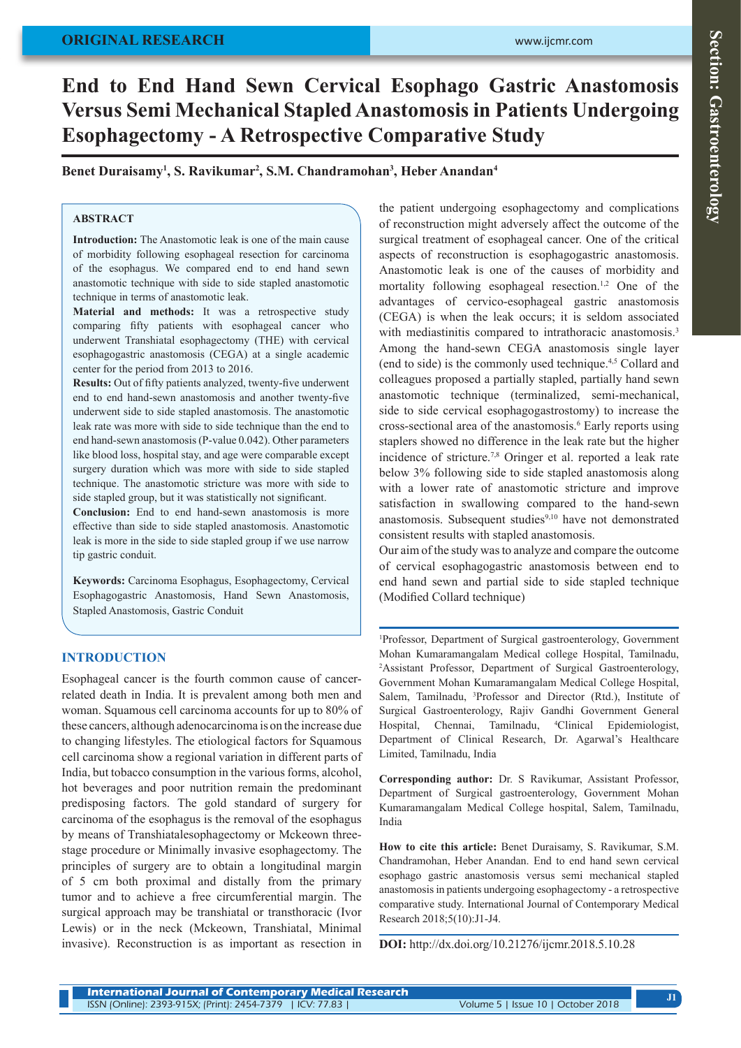ORIGINAL RESEARCH

# End to End Hand Sewn Cervical Esophago Gastric Anastomosis Versus Semi Mechanical Stapled Anastomosis in Patients Undergoing Esophagectomy - A Retrospective Comparative Study

**Benet Duraisamy[1], S. Ravikumar[2], S.M. Chandramohan[3], Heber Anandan[4]**

## ABSTRACT

**Introduction:** The Anastomotic leak is one of the main cause of morbidity following esophageal resection for carcinoma of the esophagus. We compared end to end hand sewn anastomotic technique with side to side stapled anastomotic technique in terms of anastomotic leak.

**Material and methods:** It was a retrospective study comparing fifty patients with esophageal cancer who underwent Transhiatal esophagectomy (THE) with cervical esophagogastric anastomosis (CEGA) at a single academic center for the period from 2013 to 2016.

**Results:** Out of fifty patients analyzed, twenty-five underwent end to end hand-sewn anastomosis and another twenty-five underwent side to side stapled anastomosis. The anastomotic leak rate was more with side to side technique than the end to end hand-sewn anastomosis (P-value 0.042). Other parameters like blood loss, hospital stay, and age were comparable except surgery duration which was more with side to side stapled technique. The anastomotic stricture was more with side to side stapled group, but it was statistically not significant.

**Conclusion:** End to end hand-sewn anastomosis is more effective than side to side stapled anastomosis. Anastomotic leak is more in the side to side stapled group if we use narrow tip gastric conduit.

**Keywords:** Carcinoma Esophagus, Esophagectomy, Cervical Esophagogastric Anastomosis, Hand Sewn Anastomosis, Stapled Anastomosis, Gastric Conduit

## INTRODUCTION

Esophageal cancer is the fourth common cause of cancer-related death in India. It is prevalent among both men and woman. Squamous cell carcinoma accounts for up to 80% of these cancers, although adenocarcinoma is on the increase due to changing lifestyles. The etiological factors for Squamous cell carcinoma show a regional variation in different parts of India, but tobacco consumption in the various forms, alcohol, hot beverages and poor nutrition remain the predominant predisposing factors. The gold standard of surgery for carcinoma of the esophagus is the removal of the esophagus by means of Transhiatalesophagectomy or Mckeown three-stage procedure or Minimally invasive esophagectomy. The principles of surgery are to obtain a longitudinal margin of 5 cm both proximal and distally from the primary tumor and to achieve a free circumferential margin. The surgical approach may be transhiatal or transthoracic (Ivor Lewis) or in the neck (Mckeown, Transhiatal, Minimal invasive). Reconstruction is as important as resection in the patient undergoing esophagectomy and complications of reconstruction might adversely affect the outcome of the surgical treatment of esophageal cancer. One of the critical aspects of reconstruction is esophagogastric anastomosis. Anastomotic leak is one of the causes of morbidity and mortality following esophageal resection.[1,2] One of the advantages of cervico-esophageal gastric anastomosis (CEGA) is when the leak occurs; it is seldom associated with mediastinitis compared to intrathoracic anastomosis.[3] Among the hand-sewn CEGA anastomosis single layer (end to side) is the commonly used technique.[4,5] Collard and colleagues proposed a partially stapled, partially hand sewn anastomotic technique (terminalized, semi-mechanical, side to side cervical esophagogastrostomy) to increase the cross-sectional area of the anastomosis.[6] Early reports using staplers showed no difference in the leak rate but the higher incidence of stricture.[7,8] Oringer et al. reported a leak rate below 3% following side to side stapled anastomosis along with a lower rate of anastomotic stricture and improve satisfaction in swallowing compared to the hand-sewn anastomosis. Subsequent studies[9,10] have not demonstrated consistent results with stapled anastomosis.

Our aim of the study was to analyze and compare the outcome of cervical esophagogastric anastomosis between end to end hand sewn and partial side to side stapled technique (Modified Collard technique)

[1]Professor, Department of Surgical gastroenterology, Government Mohan Kumaramangalam Medical college Hospital, Tamilnadu, [2]Assistant Professor, Department of Surgical Gastroenterology, Government Mohan Kumaramangalam Medical College Hospital, Salem, Tamilnadu, [3]Professor and Director (Rtd.), Institute of Surgical Gastroenterology, Rajiv Gandhi Government General Hospital, Chennai, Tamilnadu, [4]Clinical Epidemiologist, Department of Clinical Research, Dr. Agarwal's Healthcare Limited, Tamilnadu, India

**Corresponding author:** Dr. S Ravikumar, Assistant Professor, Department of Surgical gastroenterology, Government Mohan Kumaramangalam Medical College hospital, Salem, Tamilnadu, India

**How to cite this article:** Benet Duraisamy, S. Ravikumar, S.M. Chandramohan, Heber Anandan. End to end hand sewn cervical esophago gastric anastomosis versus semi mechanical stapled anastomosis in patients undergoing esophagectomy - a retrospective comparative study. International Journal of Contemporary Medical Research 2018;5(10):J1-J4.

**DOI:** http://dx.doi.org/10.21276/ijcmr.2018.5.10.28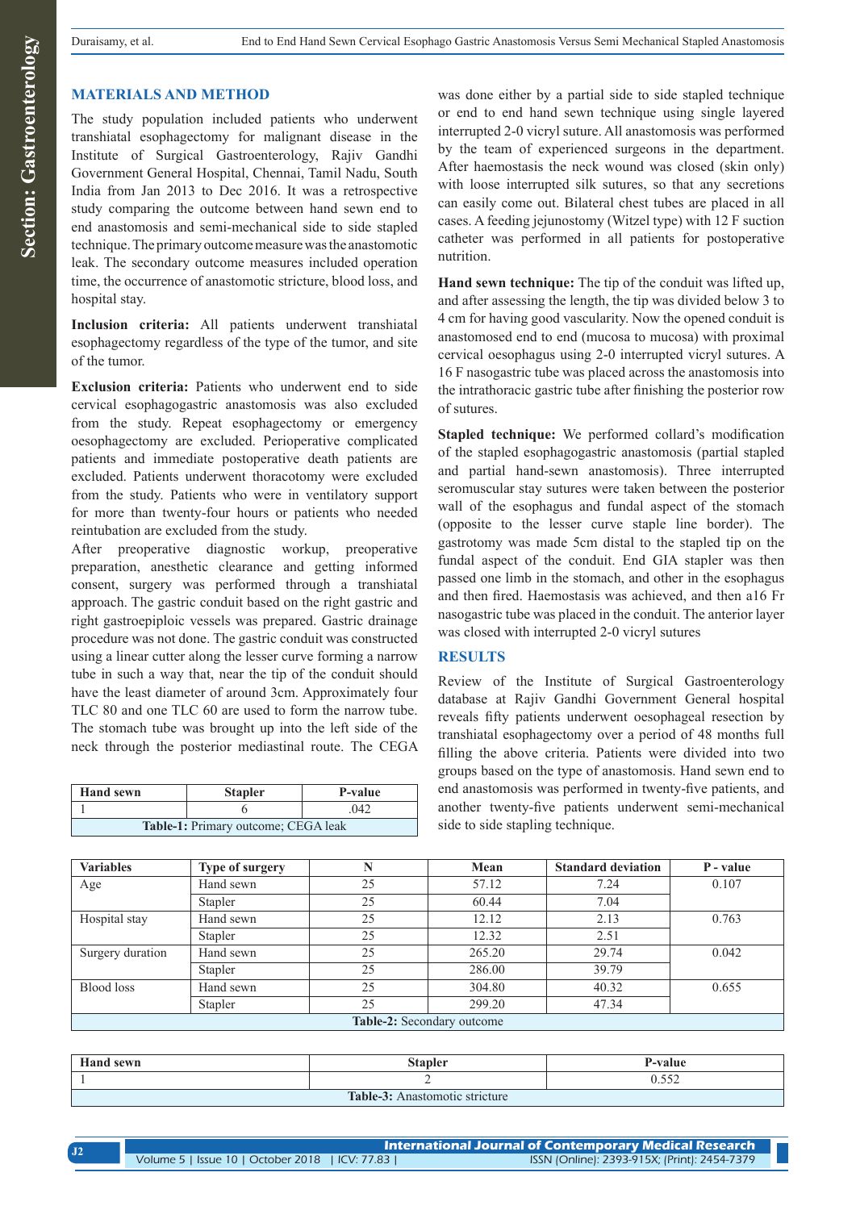## MATERIALS AND METHOD

The study population included patients who underwent transhiatal esophagectomy for malignant disease in the Institute of Surgical Gastroenterology, Rajiv Gandhi Government General Hospital, Chennai, Tamil Nadu, South India from Jan 2013 to Dec 2016. It was a retrospective study comparing the outcome between hand sewn end to end anastomosis and semi-mechanical side to side stapled technique. The primary outcome measure was the anastomotic leak. The secondary outcome measures included operation time, the occurrence of anastomotic stricture, blood loss, and hospital stay.

**Inclusion criteria:** All patients underwent transhiatal esophagectomy regardless of the type of the tumor, and site of the tumor.

**Exclusion criteria:** Patients who underwent end to side cervical esophagogastric anastomosis was also excluded from the study. Repeat esophagectomy or emergency oesophagectomy are excluded. Perioperative complicated patients and immediate postoperative death patients are excluded. Patients underwent thoracotomy were excluded from the study. Patients who were in ventilatory support for more than twenty-four hours or patients who needed reintubation are excluded from the study.

After preoperative diagnostic workup, preoperative preparation, anesthetic clearance and getting informed consent, surgery was performed through a transhiatal approach. The gastric conduit based on the right gastric and right gastroepiploic vessels was prepared. Gastric drainage procedure was not done. The gastric conduit was constructed using a linear cutter along the lesser curve forming a narrow tube in such a way that, near the tip of the conduit should have the least diameter of around 3cm. Approximately four TLC 80 and one TLC 60 are used to form the narrow tube. The stomach tube was brought up into the left side of the neck through the posterior mediastinal route. The CEGA was done either by a partial side to side stapled technique or end to end hand sewn technique using single layered interrupted 2-0 vicryl suture. All anastomosis was performed by the team of experienced surgeons in the department. After haemostasis the neck wound was closed (skin only) with loose interrupted silk sutures, so that any secretions can easily come out. Bilateral chest tubes are placed in all cases. A feeding jejunostomy (Witzel type) with 12 F suction catheter was performed in all patients for postoperative nutrition.

**Hand sewn technique:** The tip of the conduit was lifted up, and after assessing the length, the tip was divided below 3 to 4 cm for having good vascularity. Now the opened conduit is anastomosed end to end (mucosa to mucosa) with proximal cervical oesophagus using 2-0 interrupted vicryl sutures. A 16 F nasogastric tube was placed across the anastomosis into the intrathoracic gastric tube after finishing the posterior row of sutures.

**Stapled technique:** We performed collard's modification of the stapled esophagogastric anastomosis (partial stapled and partial hand-sewn anastomosis). Three interrupted seromuscular stay sutures were taken between the posterior wall of the esophagus and fundal aspect of the stomach (opposite to the lesser curve staple line border). The gastrotomy was made 5cm distal to the stapled tip on the fundal aspect of the conduit. End GIA stapler was then passed one limb in the stomach, and other in the esophagus and then fired. Haemostasis was achieved, and then a16 Fr nasogastric tube was placed in the conduit. The anterior layer was closed with interrupted 2-0 vicryl sutures

| Hand sewn | Stapler | P-value |
|---|---|---|
| 1 | 6 | .042 |

**Table-1:** Primary outcome; CEGA leak

## RESULTS

Review of the Institute of Surgical Gastroenterology database at Rajiv Gandhi Government General hospital reveals fifty patients underwent oesophageal resection by transhiatal esophagectomy over a period of 48 months full filling the above criteria. Patients were divided into two groups based on the type of anastomosis. Hand sewn end to end anastomosis was performed in twenty-five patients, and another twenty-five patients underwent semi-mechanical side to side stapling technique.

| Variables | Type of surgery | N | Mean | Standard deviation | P - value |
|---|---|---|---|---|---|
| Age | Hand sewn | 25 | 57.12 | 7.24 | 0.107 |
| | Stapler | 25 | 60.44 | 7.04 | |
| Hospital stay | Hand sewn | 25 | 12.12 | 2.13 | 0.763 |
| | Stapler | 25 | 12.32 | 2.51 | |
| Surgery duration | Hand sewn | 25 | 265.20 | 29.74 | 0.042 |
| | Stapler | 25 | 286.00 | 39.79 | |
| Blood loss | Hand sewn | 25 | 304.80 | 40.32 | 0.655 |
| | Stapler | 25 | 299.20 | 47.34 | |

**Table-2:** Secondary outcome

| Hand sewn | Stapler | P-value |
|---|---|---|
| 1 | 2 | 0.552 |

**Table-3:** Anastomotic stricture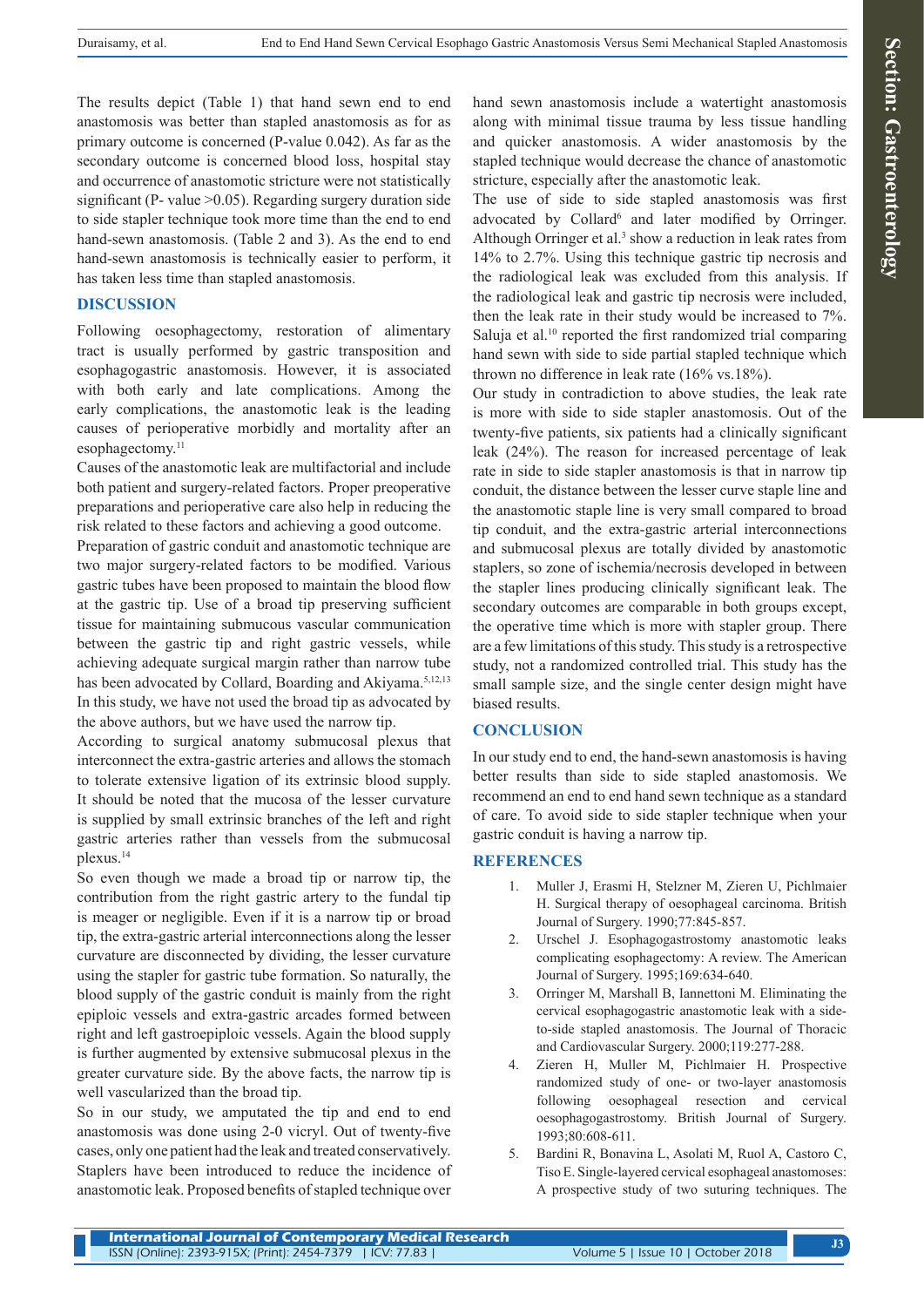The results depict (Table 1) that hand sewn end to end anastomosis was better than stapled anastomosis as for as primary outcome is concerned (P-value 0.042). As far as the secondary outcome is concerned blood loss, hospital stay and occurrence of anastomotic stricture were not statistically significant (P- value >0.05). Regarding surgery duration side to side stapler technique took more time than the end to end hand-sewn anastomosis. (Table 2 and 3). As the end to end hand-sewn anastomosis is technically easier to perform, it has taken less time than stapled anastomosis.

## DISCUSSION

Following oesophagectomy, restoration of alimentary tract is usually performed by gastric transposition and esophagogastric anastomosis. However, it is associated with both early and late complications. Among the early complications, the anastomotic leak is the leading causes of perioperative morbidly and mortality after an esophagectomy.[11]

Causes of the anastomotic leak are multifactorial and include both patient and surgery-related factors. Proper preoperative preparations and perioperative care also help in reducing the risk related to these factors and achieving a good outcome.

Preparation of gastric conduit and anastomotic technique are two major surgery-related factors to be modified. Various gastric tubes have been proposed to maintain the blood flow at the gastric tip. Use of a broad tip preserving sufficient tissue for maintaining submucous vascular communication between the gastric tip and right gastric vessels, while achieving adequate surgical margin rather than narrow tube has been advocated by Collard, Boarding and Akiyama.[5,12,13] In this study, we have not used the broad tip as advocated by the above authors, but we have used the narrow tip.

According to surgical anatomy submucosal plexus that interconnect the extra-gastric arteries and allows the stomach to tolerate extensive ligation of its extrinsic blood supply. It should be noted that the mucosa of the lesser curvature is supplied by small extrinsic branches of the left and right gastric arteries rather than vessels from the submucosal plexus.[14]

So even though we made a broad tip or narrow tip, the contribution from the right gastric artery to the fundal tip is meager or negligible. Even if it is a narrow tip or broad tip, the extra-gastric arterial interconnections along the lesser curvature are disconnected by dividing, the lesser curvature using the stapler for gastric tube formation. So naturally, the blood supply of the gastric conduit is mainly from the right epiploic vessels and extra-gastric arcades formed between right and left gastroepiploic vessels. Again the blood supply is further augmented by extensive submucosal plexus in the greater curvature side. By the above facts, the narrow tip is well vascularized than the broad tip.

So in our study, we amputated the tip and end to end anastomosis was done using 2-0 vicryl. Out of twenty-five cases, only one patient had the leak and treated conservatively. Staplers have been introduced to reduce the incidence of anastomotic leak. Proposed benefits of stapled technique over hand sewn anastomosis include a watertight anastomosis along with minimal tissue trauma by less tissue handling and quicker anastomosis. A wider anastomosis by the stapled technique would decrease the chance of anastomotic stricture, especially after the anastomotic leak.

The use of side to side stapled anastomosis was first advocated by Collard[6] and later modified by Orringer. Although Orringer et al.[3] show a reduction in leak rates from 14% to 2.7%. Using this technique gastric tip necrosis and the radiological leak was excluded from this analysis. If the radiological leak and gastric tip necrosis were included, then the leak rate in their study would be increased to 7%. Saluja et al.[10] reported the first randomized trial comparing hand sewn with side to side partial stapled technique which thrown no difference in leak rate (16% vs.18%).

Our study in contradiction to above studies, the leak rate is more with side to side stapler anastomosis. Out of the twenty-five patients, six patients had a clinically significant leak (24%). The reason for increased percentage of leak rate in side to side stapler anastomosis is that in narrow tip conduit, the distance between the lesser curve staple line and the anastomotic staple line is very small compared to broad tip conduit, and the extra-gastric arterial interconnections and submucosal plexus are totally divided by anastomotic staplers, so zone of ischemia/necrosis developed in between the stapler lines producing clinically significant leak. The secondary outcomes are comparable in both groups except, the operative time which is more with stapler group. There are a few limitations of this study. This study is a retrospective study, not a randomized controlled trial. This study has the small sample size, and the single center design might have biased results.

## CONCLUSION

In our study end to end, the hand-sewn anastomosis is having better results than side to side stapled anastomosis. We recommend an end to end hand sewn technique as a standard of care. To avoid side to side stapler technique when your gastric conduit is having a narrow tip.

## REFERENCES

1. Muller J, Erasmi H, Stelzner M, Zieren U, Pichlmaier H. Surgical therapy of oesophageal carcinoma. British Journal of Surgery. 1990;77:845-857.
2. Urschel J. Esophagogastrostomy anastomotic leaks complicating esophagectomy: A review. The American Journal of Surgery. 1995;169:634-640.
3. Orringer M, Marshall B, Iannettoni M. Eliminating the cervical esophagogastric anastomotic leak with a side-to-side stapled anastomosis. The Journal of Thoracic and Cardiovascular Surgery. 2000;119:277-288.
4. Zieren H, Muller M, Pichlmaier H. Prospective randomized study of one- or two-layer anastomosis following oesophageal resection and cervical oesophagogastrostomy. British Journal of Surgery. 1993;80:608-611.
5. Bardini R, Bonavina L, Asolati M, Ruol A, Castoro C, Tiso E. Single-layered cervical esophageal anastomoses: A prospective study of two suturing techniques. The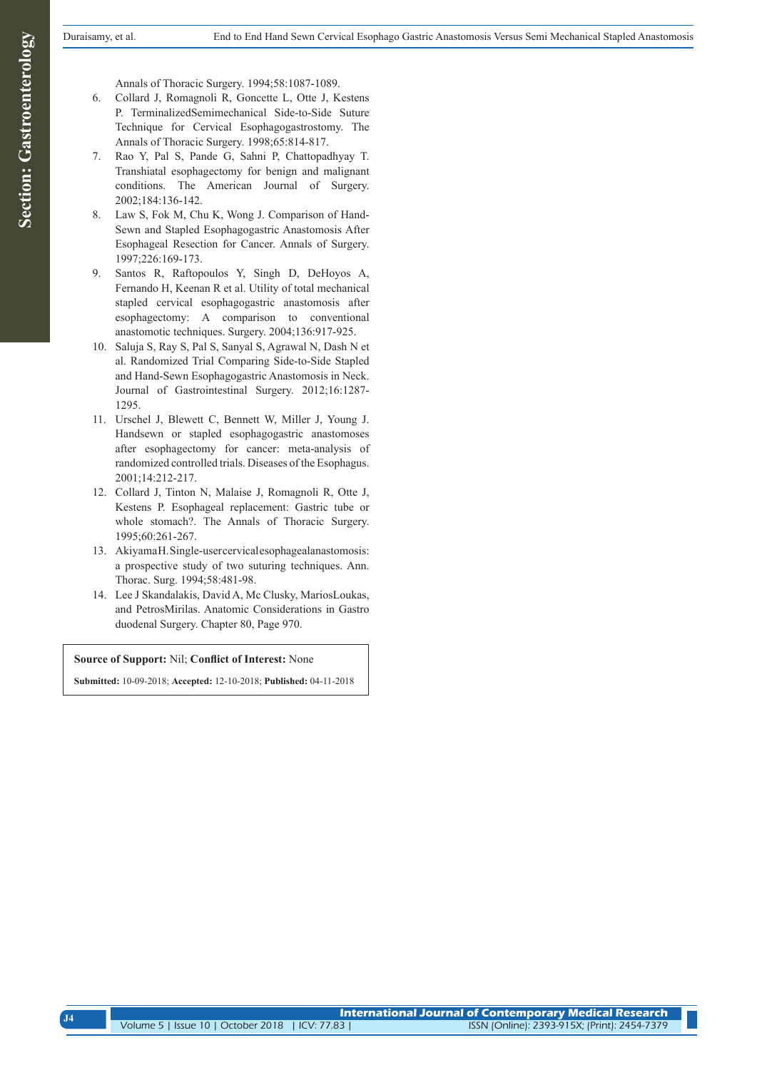Annals of Thoracic Surgery. 1994;58:1087-1089.

6. Collard J, Romagnoli R, Goncette L, Otte J, Kestens P. TerminalizedSemimechanical Side-to-Side Suture Technique for Cervical Esophagogastrostomy. The Annals of Thoracic Surgery. 1998;65:814-817.
7. Rao Y, Pal S, Pande G, Sahni P, Chattopadhyay T. Transhiatal esophagectomy for benign and malignant conditions. The American Journal of Surgery. 2002;184:136-142.
8. Law S, Fok M, Chu K, Wong J. Comparison of Hand-Sewn and Stapled Esophagogastric Anastomosis After Esophageal Resection for Cancer. Annals of Surgery. 1997;226:169-173.
9. Santos R, Raftopoulos Y, Singh D, DeHoyos A, Fernando H, Keenan R et al. Utility of total mechanical stapled cervical esophagogastric anastomosis after esophagectomy: A comparison to conventional anastomotic techniques. Surgery. 2004;136:917-925.
10. Saluja S, Ray S, Pal S, Sanyal S, Agrawal N, Dash N et al. Randomized Trial Comparing Side-to-Side Stapled and Hand-Sewn Esophagogastric Anastomosis in Neck. Journal of Gastrointestinal Surgery. 2012;16:1287-1295.
11. Urschel J, Blewett C, Bennett W, Miller J, Young J. Handsewn or stapled esophagogastric anastomoses after esophagectomy for cancer: meta-analysis of randomized controlled trials. Diseases of the Esophagus. 2001;14:212-217.
12. Collard J, Tinton N, Malaise J, Romagnoli R, Otte J, Kestens P. Esophageal replacement: Gastric tube or whole stomach?. The Annals of Thoracic Surgery. 1995;60:261-267.
13. AkiyamaH.Single-usercervicalesophagealanastomosis: a prospective study of two suturing techniques. Ann. Thorac. Surg. 1994;58:481-98.
14. Lee J Skandalakis, David A, Mc Clusky, MariosLoukas, and PetrosMirilas. Anatomic Considerations in Gastro duodenal Surgery. Chapter 80, Page 970.

**Source of Support:** Nil; **Conflict of Interest:** None

**Submitted:** 10-09-2018; **Accepted:** 12-10-2018; **Published:** 04-11-2018